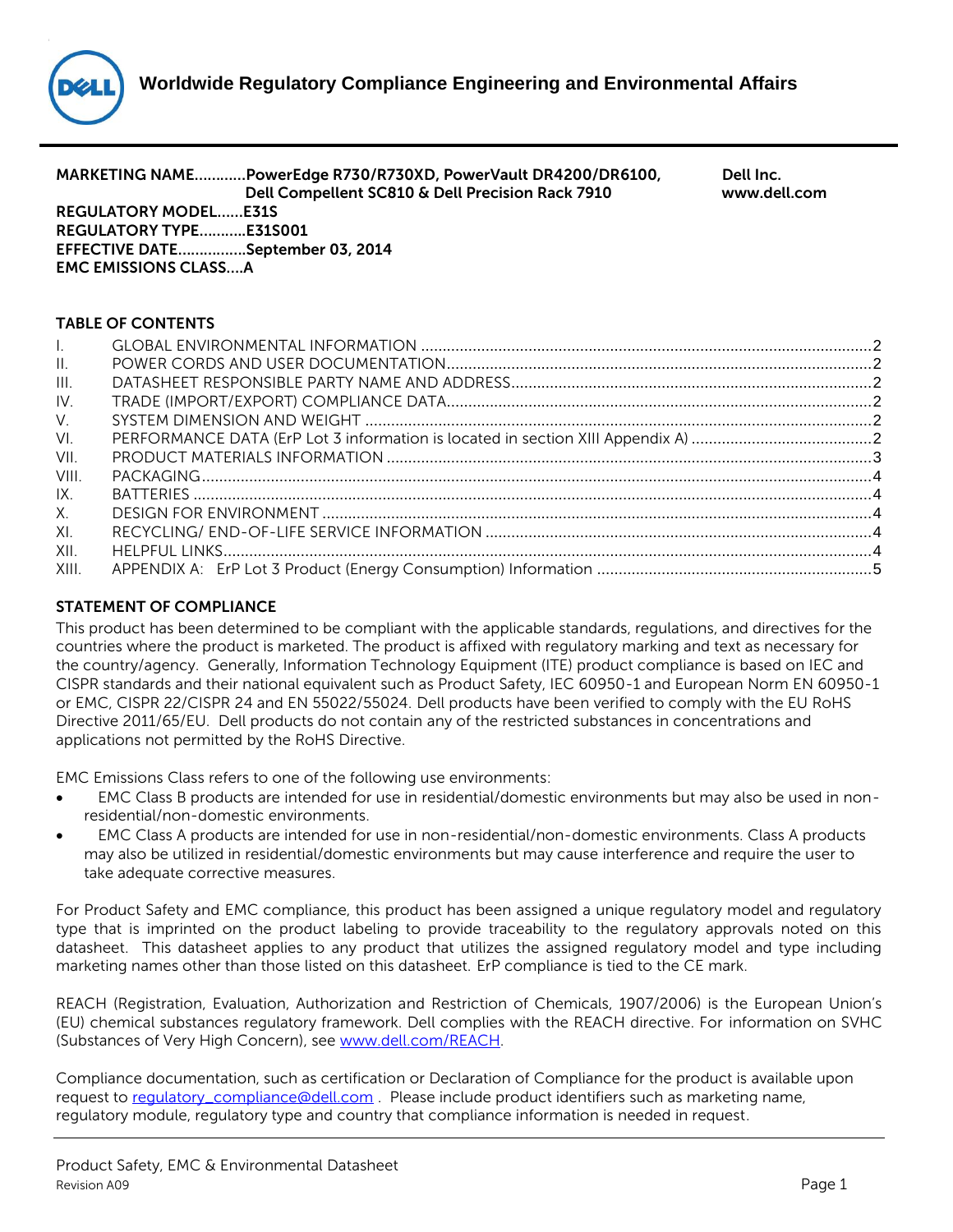# Worldwide Regulatory Compliance Engineering and Environmental Affairs

**MARKETING NAME............PowerEdge R730/R730XD, PowerVault DR4200/DR6100, Dell Compellent SC810 & Dell Precision Rack 7910**
**REGULATORY MODEL......E31S**
**REGULATORY TYPE...........E31S001**
**EFFECTIVE DATE................September 03, 2014**
**EMC EMISSIONS CLASS....A**

**Dell Inc.**
**www.dell.com**

## TABLE OF CONTENTS

| | | |
|---|---|---|
| I. | GLOBAL ENVIRONMENTAL INFORMATION | 2 |
| II. | POWER CORDS AND USER DOCUMENTATION | 2 |
| III. | DATASHEET RESPONSIBLE PARTY NAME AND ADDRESS | 2 |
| IV. | TRADE (IMPORT/EXPORT) COMPLIANCE DATA | 2 |
| V. | SYSTEM DIMENSION AND WEIGHT | 2 |
| VI. | PERFORMANCE DATA (ErP Lot 3 information is located in section XIII Appendix A) | 2 |
| VII. | PRODUCT MATERIALS INFORMATION | 3 |
| VIII. | PACKAGING | 4 |
| IX. | BATTERIES | 4 |
| X. | DESIGN FOR ENVIRONMENT | 4 |
| XI. | RECYCLING/ END-OF-LIFE SERVICE INFORMATION | 4 |
| XII. | HELPFUL LINKS | 4 |
| XIII. | APPENDIX A: ErP Lot 3 Product (Energy Consumption) Information | 5 |

## STATEMENT OF COMPLIANCE

This product has been determined to be compliant with the applicable standards, regulations, and directives for the countries where the product is marketed. The product is affixed with regulatory marking and text as necessary for the country/agency. Generally, Information Technology Equipment (ITE) product compliance is based on IEC and CISPR standards and their national equivalent such as Product Safety, IEC 60950-1 and European Norm EN 60950-1 or EMC, CISPR 22/CISPR 24 and EN 55022/55024. Dell products have been verified to comply with the EU RoHS Directive 2011/65/EU. Dell products do not contain any of the restricted substances in concentrations and applications not permitted by the RoHS Directive.

EMC Emissions Class refers to one of the following use environments:

- EMC Class B products are intended for use in residential/domestic environments but may also be used in non-residential/non-domestic environments.
- EMC Class A products are intended for use in non-residential/non-domestic environments. Class A products may also be utilized in residential/domestic environments but may cause interference and require the user to take adequate corrective measures.

For Product Safety and EMC compliance, this product has been assigned a unique regulatory model and regulatory type that is imprinted on the product labeling to provide traceability to the regulatory approvals noted on this datasheet. This datasheet applies to any product that utilizes the assigned regulatory model and type including marketing names other than those listed on this datasheet. ErP compliance is tied to the CE mark.

REACH (Registration, Evaluation, Authorization and Restriction of Chemicals, 1907/2006) is the European Union's (EU) chemical substances regulatory framework. Dell complies with the REACH directive. For information on SVHC (Substances of Very High Concern), see www.dell.com/REACH.

Compliance documentation, such as certification or Declaration of Compliance for the product is available upon request to regulatory_compliance@dell.com . Please include product identifiers such as marketing name, regulatory module, regulatory type and country that compliance information is needed in request.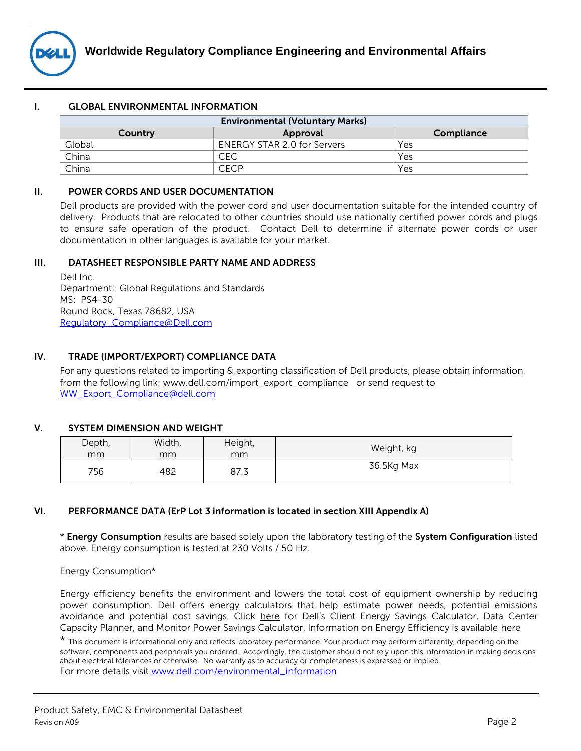## I. GLOBAL ENVIRONMENTAL INFORMATION

| Environmental (Voluntary Marks) | | |
|---|---|---|
| **Country** | **Approval** | **Compliance** |
| Global | ENERGY STAR 2.0 for Servers | Yes |
| China | CEC | Yes |
| China | CECP | Yes |

## II. POWER CORDS AND USER DOCUMENTATION

Dell products are provided with the power cord and user documentation suitable for the intended country of delivery. Products that are relocated to other countries should use nationally certified power cords and plugs to ensure safe operation of the product. Contact Dell to determine if alternate power cords or user documentation in other languages is available for your market.

## III. DATASHEET RESPONSIBLE PARTY NAME AND ADDRESS

Dell Inc.
Department: Global Regulations and Standards
MS: PS4-30
Round Rock, Texas 78682, USA
Regulatory_Compliance@Dell.com

## IV. TRADE (IMPORT/EXPORT) COMPLIANCE DATA

For any questions related to importing & exporting classification of Dell products, please obtain information from the following link: www.dell.com/import_export_compliance or send request to WW_Export_Compliance@dell.com

## V. SYSTEM DIMENSION AND WEIGHT

| Depth, mm | Width, mm | Height, mm | Weight, kg |
|---|---|---|---|
| 756 | 482 | 87.3 | 36.5Kg Max |

## VI. PERFORMANCE DATA (ErP Lot 3 information is located in section XIII Appendix A)

* **Energy Consumption** results are based solely upon the laboratory testing of the **System Configuration** listed above. Energy consumption is tested at 230 Volts / 50 Hz.

Energy Consumption*

Energy efficiency benefits the environment and lowers the total cost of equipment ownership by reducing power consumption. Dell offers energy calculators that help estimate power needs, potential emissions avoidance and potential cost savings. Click here for Dell's Client Energy Savings Calculator, Data Center Capacity Planner, and Monitor Power Savings Calculator. Information on Energy Efficiency is available here

* This document is informational only and reflects laboratory performance. Your product may perform differently, depending on the software, components and peripherals you ordered. Accordingly, the customer should not rely upon this information in making decisions about electrical tolerances or otherwise. No warranty as to accuracy or completeness is expressed or implied.

For more details visit www.dell.com/environmental_information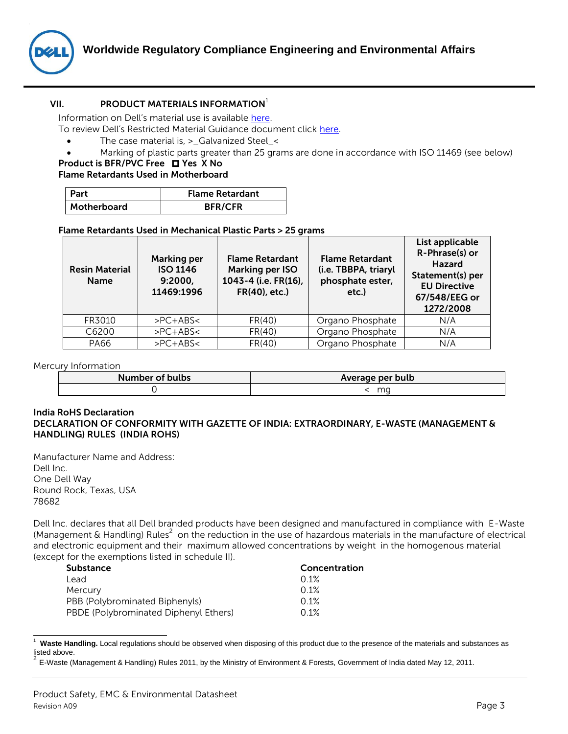## VII. PRODUCT MATERIALS INFORMATION[1]

Information on Dell's material use is available here.
To review Dell's Restricted Material Guidance document click here.

- The case material is, >_Galvanized Steel_<
- Marking of plastic parts greater than 25 grams are done in accordance with ISO 11469 (see below)

**Product is BFR/PVC Free ◘ Yes X No**

**Flame Retardants Used in Motherboard**

| Part | Flame Retardant |
|---|---|
| Motherboard | BFR/CFR |

**Flame Retardants Used in Mechanical Plastic Parts > 25 grams**

| Resin Material Name | Marking per ISO 1146 9:2000, 11469:1996 | Flame Retardant Marking per ISO 1043-4 (i.e. FR(16), FR(40), etc.) | Flame Retardant (i.e. TBBPA, triaryl phosphate ester, etc.) | List applicable R-Phrase(s) or Hazard Statement(s) per EU Directive 67/548/EEG or 1272/2008 |
|---|---|---|---|---|
| FR3010 | >PC+ABS< | FR(40) | Organo Phosphate | N/A |
| C6200 | >PC+ABS< | FR(40) | Organo Phosphate | N/A |
| PA66 | >PC+ABS< | FR(40) | Organo Phosphate | N/A |

Mercury Information

| Number of bulbs | Average per bulb |
|---|---|
| 0 | < mg |

**India RoHS Declaration**

**DECLARATION OF CONFORMITY WITH GAZETTE OF INDIA: EXTRAORDINARY, E-WASTE (MANAGEMENT & HANDLING) RULES (INDIA ROHS)**

Manufacturer Name and Address:
Dell Inc.
One Dell Way
Round Rock, Texas, USA
78682

Dell Inc. declares that all Dell branded products have been designed and manufactured in compliance with E-Waste (Management & Handling) Rules[2] on the reduction in the use of hazardous materials in the manufacture of electrical and electronic equipment and their maximum allowed concentrations by weight in the homogenous material (except for the exemptions listed in schedule II).

| Substance | Concentration |
|---|---|
| Lead | 0.1% |
| Mercury | 0.1% |
| PBB (Polybrominated Biphenyls) | 0.1% |
| PBDE (Polybrominated Diphenyl Ethers) | 0.1% |

[1] **Waste Handling.** Local regulations should be observed when disposing of this product due to the presence of the materials and substances as listed above.

[2] E-Waste (Management & Handling) Rules 2011, by the Ministry of Environment & Forests, Government of India dated May 12, 2011.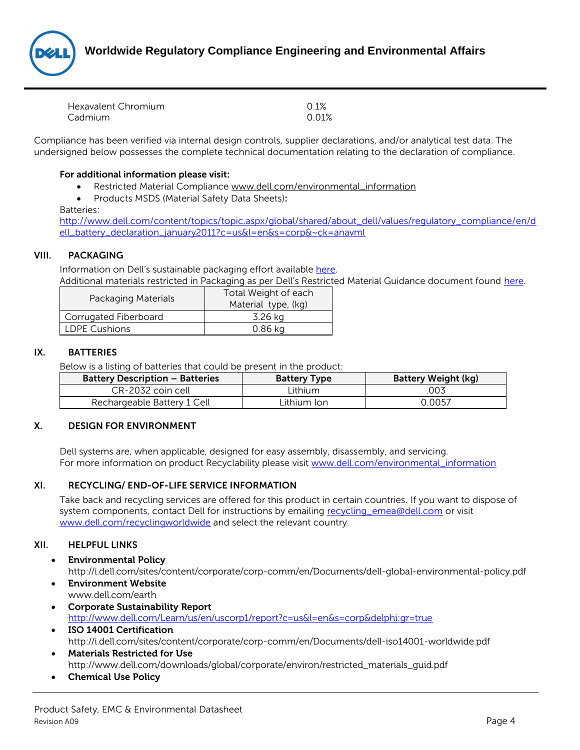| | |
|---|---|
| Hexavalent Chromium | 0.1% |
| Cadmium | 0.01% |

Compliance has been verified via internal design controls, supplier declarations, and/or analytical test data. The undersigned below possesses the complete technical documentation relating to the declaration of compliance.

**For additional information please visit:**

- Restricted Material Compliance www.dell.com/environmental_information
- Products MSDS (Material Safety Data Sheets)**:**

Batteries:
http://www.dell.com/content/topics/topic.aspx/global/shared/about_dell/values/regulatory_compliance/en/dell_battery_declaration_january2011?c=us&l=en&s=corp&~ck=anavml

## VIII. PACKAGING

Information on Dell's sustainable packaging effort available here.
Additional materials restricted in Packaging as per Dell's Restricted Material Guidance document found here.

| Packaging Materials | Total Weight of each Material type, (kg) |
|---|---|
| Corrugated Fiberboard | 3.26 kg |
| LDPE Cushions | 0.86 kg |

## IX. BATTERIES

Below is a listing of batteries that could be present in the product:

| Battery Description – Batteries | Battery Type | Battery Weight (kg) |
|---|---|---|
| CR-2032 coin cell | Lithium | .003 |
| Rechargeable Battery 1 Cell | Lithium Ion | 0.0057 |

## X. DESIGN FOR ENVIRONMENT

Dell systems are, when applicable, designed for easy assembly, disassembly, and servicing.
For more information on product Recyclability please visit www.dell.com/environmental_information

## XI. RECYCLING/ END-OF-LIFE SERVICE INFORMATION

Take back and recycling services are offered for this product in certain countries. If you want to dispose of system components, contact Dell for instructions by emailing recycling_emea@dell.com or visit www.dell.com/recyclingworldwide and select the relevant country.

## XII. HELPFUL LINKS

- **Environmental Policy**
  http://i.dell.com/sites/content/corporate/corp-comm/en/Documents/dell-global-environmental-policy.pdf
- **Environment Website**
  www.dell.com/earth
- **Corporate Sustainability Report**
  http://www.dell.com/Learn/us/en/uscorp1/report?c=us&l=en&s=corp&delphi:gr=true
- **ISO 14001 Certification**
  http://i.dell.com/sites/content/corporate/corp-comm/en/Documents/dell-iso14001-worldwide.pdf
- **Materials Restricted for Use**
  http://www.dell.com/downloads/global/corporate/environ/restricted_materials_guid.pdf
- **Chemical Use Policy**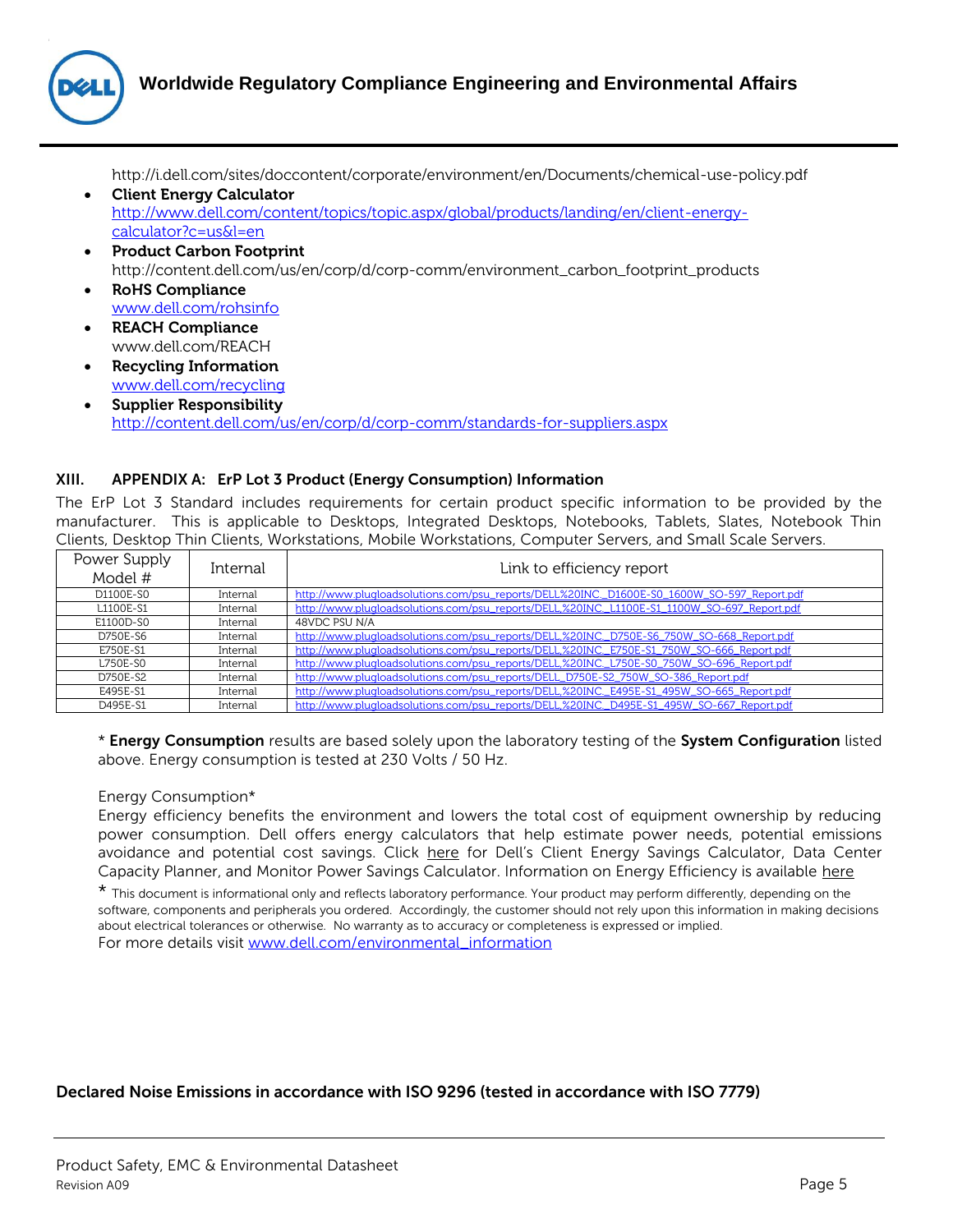http://i.dell.com/sites/doccontent/corporate/environment/en/Documents/chemical-use-policy.pdf

- **Client Energy Calculator**
  http://www.dell.com/content/topics/topic.aspx/global/products/landing/en/client-energy-calculator?c=us&l=en
- **Product Carbon Footprint**
  http://content.dell.com/us/en/corp/d/corp-comm/environment_carbon_footprint_products
- **RoHS Compliance**
  www.dell.com/rohsinfo
- **REACH Compliance**
  www.dell.com/REACH
- **Recycling Information**
  www.dell.com/recycling
- **Supplier Responsibility**
  http://content.dell.com/us/en/corp/d/corp-comm/standards-for-suppliers.aspx

## XIII. APPENDIX A: ErP Lot 3 Product (Energy Consumption) Information

The ErP Lot 3 Standard includes requirements for certain product specific information to be provided by the manufacturer. This is applicable to Desktops, Integrated Desktops, Notebooks, Tablets, Slates, Notebook Thin Clients, Desktop Thin Clients, Workstations, Mobile Workstations, Computer Servers, and Small Scale Servers.

| Power Supply Model # | Internal | Link to efficiency report |
|---|---|---|
| D1100E-S0 | Internal | http://www.plugloadsolutions.com/psu_reports/DELL%20INC._D1600E-S0_1600W_SO-597_Report.pdf |
| L1100E-S1 | Internal | http://www.plugloadsolutions.com/psu_reports/DELL,%20INC._L1100E-S1_1100W_SO-697_Report.pdf |
| E1100D-S0 | Internal | 48VDC PSU N/A |
| D750E-S6 | Internal | http://www.plugloadsolutions.com/psu_reports/DELL,%20INC._D750E-S6_750W_SO-668_Report.pdf |
| E750E-S1 | Internal | http://www.plugloadsolutions.com/psu_reports/DELL,%20INC._E750E-S1_750W_SO-666_Report.pdf |
| L750E-S0 | Internal | http://www.plugloadsolutions.com/psu_reports/DELL,%20INC._L750E-S0_750W_SO-696_Report.pdf |
| D750E-S2 | Internal | http://www.plugloadsolutions.com/psu_reports/DELL_D750E-S2_750W_SO-386_Report.pdf |
| E495E-S1 | Internal | http://www.plugloadsolutions.com/psu_reports/DELL,%20INC._E495E-S1_495W_SO-665_Report.pdf |
| D495E-S1 | Internal | http://www.plugloadsolutions.com/psu_reports/DELL,%20INC._D495E-S1_495W_SO-667_Report.pdf |

\* **Energy Consumption** results are based solely upon the laboratory testing of the **System Configuration** listed above. Energy consumption is tested at 230 Volts / 50 Hz.

Energy Consumption*

Energy efficiency benefits the environment and lowers the total cost of equipment ownership by reducing power consumption. Dell offers energy calculators that help estimate power needs, potential emissions avoidance and potential cost savings. Click here for Dell's Client Energy Savings Calculator, Data Center Capacity Planner, and Monitor Power Savings Calculator. Information on Energy Efficiency is available here

\* This document is informational only and reflects laboratory performance. Your product may perform differently, depending on the software, components and peripherals you ordered. Accordingly, the customer should not rely upon this information in making decisions about electrical tolerances or otherwise. No warranty as to accuracy or completeness is expressed or implied.

For more details visit www.dell.com/environmental_information

**Declared Noise Emissions in accordance with ISO 9296 (tested in accordance with ISO 7779)**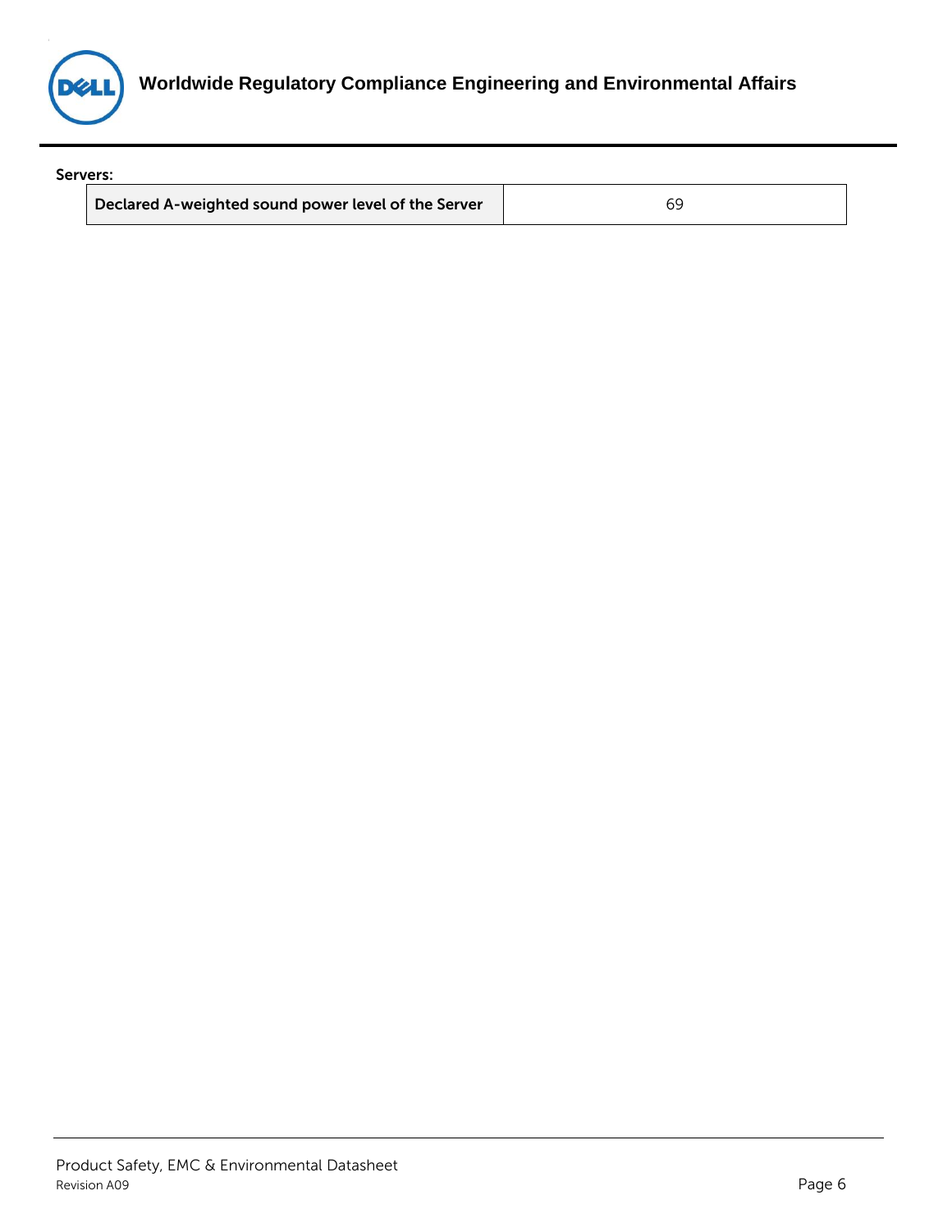**Servers:**

| | |
|---|---|
| **Declared A-weighted sound power level of the Server** | 69 |